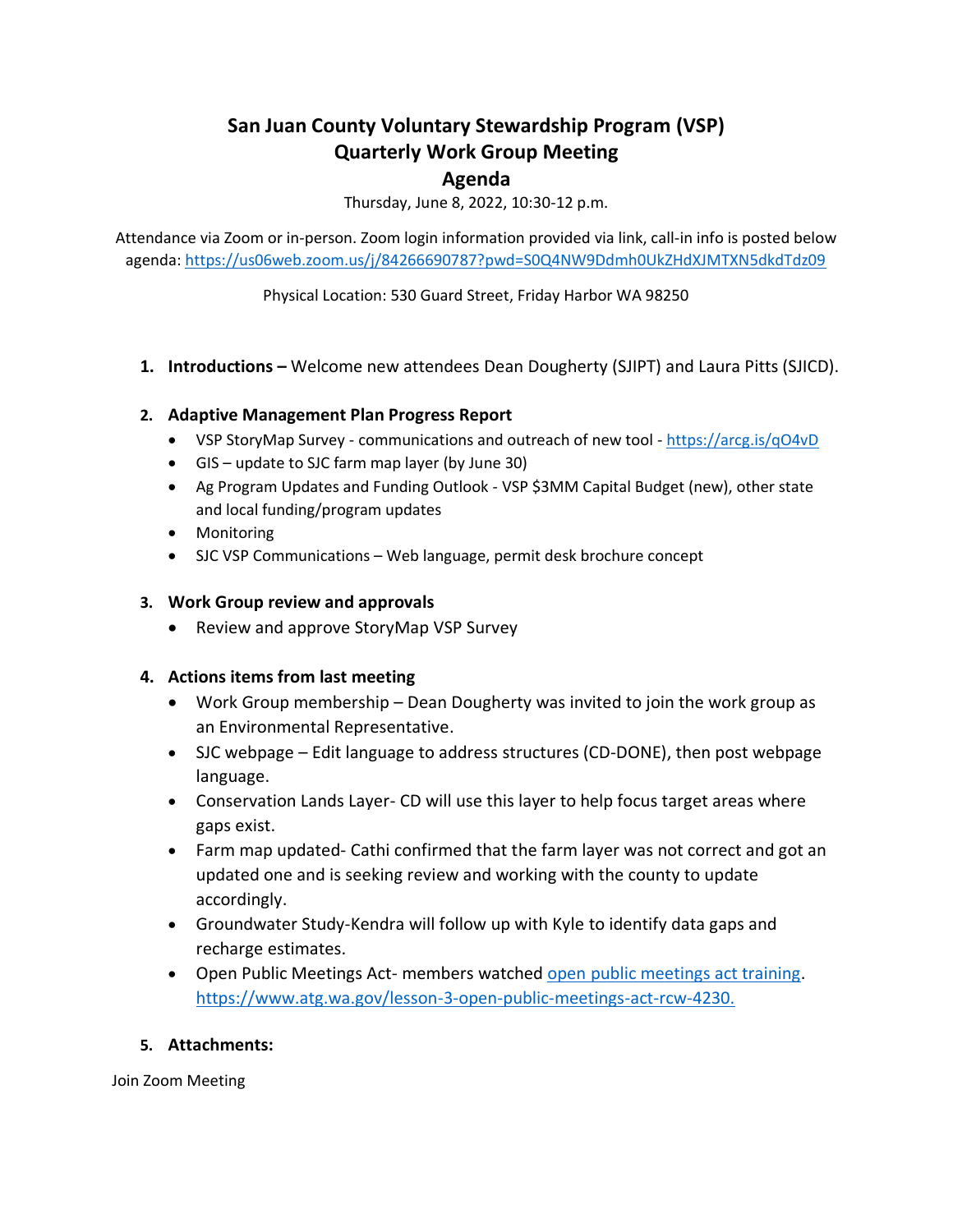# San Juan County Voluntary Stewardship Program (VSP)
## Quarterly Work Group Meeting
## Agenda

Thursday, June 8, 2022, 10:30-12 p.m.

Attendance via Zoom or in-person. Zoom login information provided via link, call-in info is posted below agenda: [https://us06web.zoom.us/j/84266690787?pwd=S0Q4NW9Ddmh0UkZHdXJMTXN5dkdTdz09](https://us06web.zoom.us/j/84266690787?pwd=S0Q4NW9Ddmh0UkZHdXJMTXN5dkdTdz09)

Physical Location: 530 Guard Street, Friday Harbor WA 98250

1. **Introductions –** Welcome new attendees Dean Dougherty (SJIPT) and Laura Pitts (SJICD).

2. **Adaptive Management Plan Progress Report**
   - VSP StoryMap Survey - communications and outreach of new tool - [https://arcg.is/qO4vD](https://arcg.is/qO4vD)
   - GIS – update to SJC farm map layer (by June 30)
   - Ag Program Updates and Funding Outlook - VSP $3MM Capital Budget (new), other state and local funding/program updates
   - Monitoring
   - SJC VSP Communications – Web language, permit desk brochure concept

3. **Work Group review and approvals**
   - Review and approve StoryMap VSP Survey

4. **Actions items from last meeting**
   - Work Group membership – Dean Dougherty was invited to join the work group as an Environmental Representative.
   - SJC webpage – Edit language to address structures (CD-DONE), then post webpage language.
   - Conservation Lands Layer- CD will use this layer to help focus target areas where gaps exist.
   - Farm map updated- Cathi confirmed that the farm layer was not correct and got an updated one and is seeking review and working with the county to update accordingly.
   - Groundwater Study-Kendra will follow up with Kyle to identify data gaps and recharge estimates.
   - Open Public Meetings Act- members watched [open public meetings act training](https://www.atg.wa.gov/lesson-3-open-public-meetings-act-rcw-4230). [https://www.atg.wa.gov/lesson-3-open-public-meetings-act-rcw-4230.](https://www.atg.wa.gov/lesson-3-open-public-meetings-act-rcw-4230)

5. **Attachments:**

Join Zoom Meeting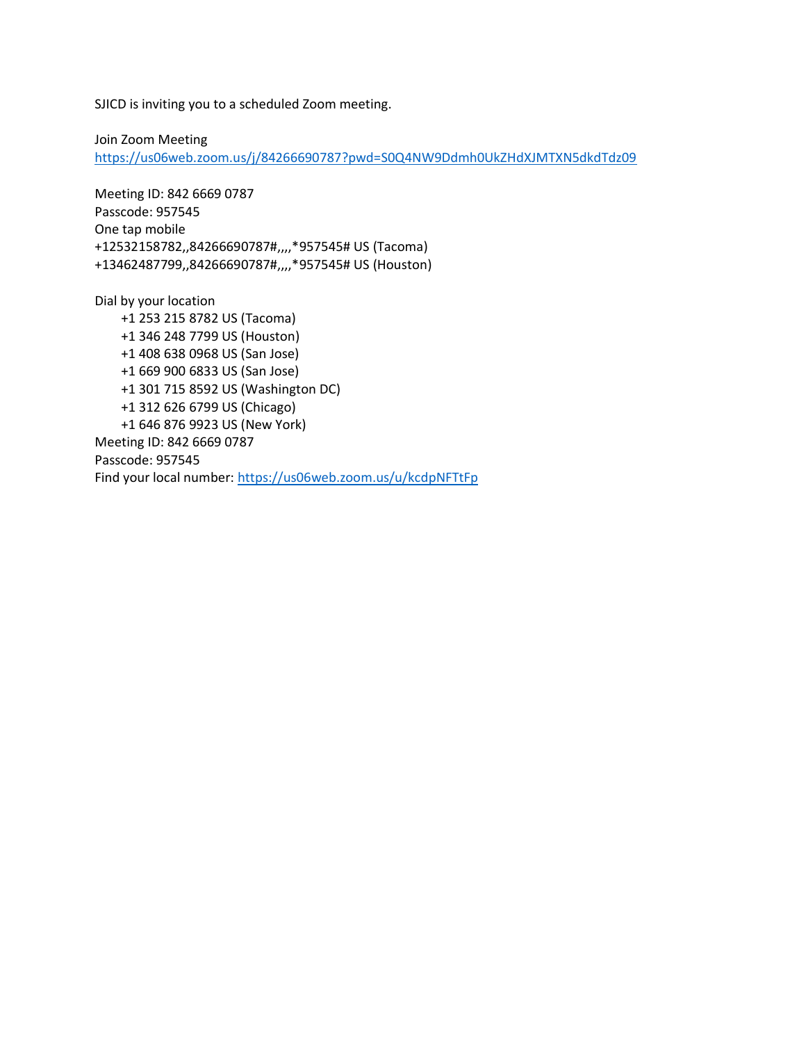SJICD is inviting you to a scheduled Zoom meeting.

Join Zoom Meeting
https://us06web.zoom.us/j/84266690787?pwd=S0Q4NW9Ddmh0UkZHdXJMTXN5dkdTdz09

Meeting ID: 842 6669 0787
Passcode: 957545
One tap mobile
+12532158782,,84266690787#,,,,*957545# US (Tacoma)
+13462487799,,84266690787#,,,,*957545# US (Houston)

Dial by your location
+1 253 215 8782 US (Tacoma)
+1 346 248 7799 US (Houston)
+1 408 638 0968 US (San Jose)
+1 669 900 6833 US (San Jose)
+1 301 715 8592 US (Washington DC)
+1 312 626 6799 US (Chicago)
+1 646 876 9923 US (New York)
Meeting ID: 842 6669 0787
Passcode: 957545
Find your local number: https://us06web.zoom.us/u/kcdpNFTtFp